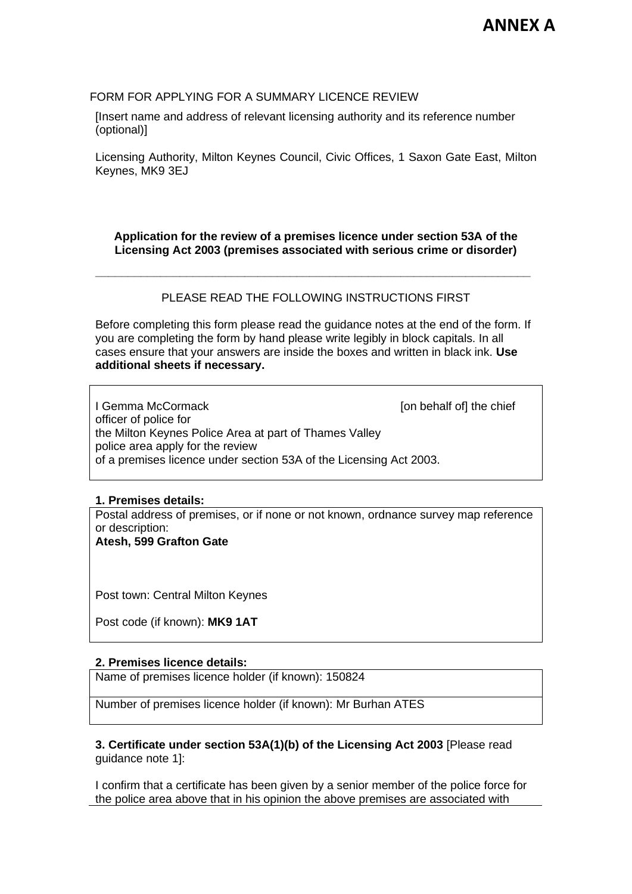# ANNEX A

FORM FOR APPLYING FOR A SUMMARY LICENCE REVIEW

[Insert name and address of relevant licensing authority and its reference number (optional)]

Licensing Authority, Milton Keynes Council, Civic Offices, 1 Saxon Gate East, Milton Keynes, MK9 3EJ

**Application for the review of a premises licence under section 53A of the Licensing Act 2003 (premises associated with serious crime or disorder)**

---

PLEASE READ THE FOLLOWING INSTRUCTIONS FIRST

Before completing this form please read the guidance notes at the end of the form. If you are completing the form by hand please write legibly in block capitals. In all cases ensure that your answers are inside the boxes and written in black ink. **Use additional sheets if necessary.**

I Gemma McCormack [on behalf of] the chief officer of police for the Milton Keynes Police Area at part of Thames Valley police area apply for the review of a premises licence under section 53A of the Licensing Act 2003.

**1. Premises details:**

Postal address of premises, or if none or not known, ordnance survey map reference or description:

**Atesh, 599 Grafton Gate**

Post town: Central Milton Keynes

Post code (if known): **MK9 1AT**

**2. Premises licence details:**

Name of premises licence holder (if known): 150824

Number of premises licence holder (if known): Mr Burhan ATES

**3. Certificate under section 53A(1)(b) of the Licensing Act 2003** [Please read guidance note 1]:

I confirm that a certificate has been given by a senior member of the police force for the police area above that in his opinion the above premises are associated with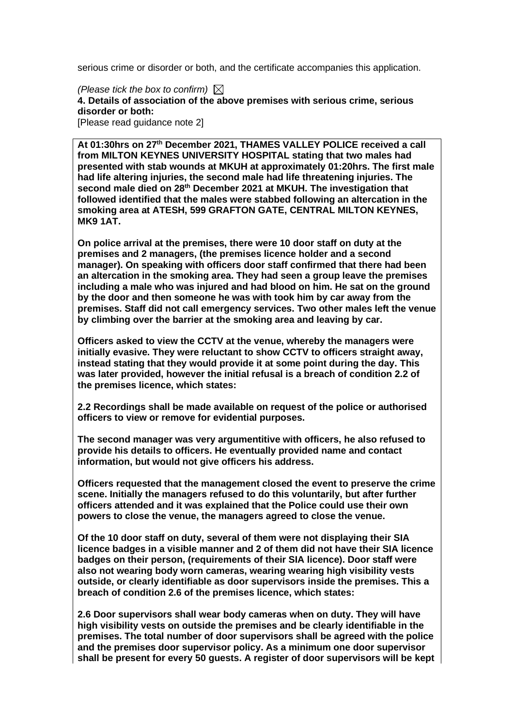serious crime or disorder or both, and the certificate accompanies this application.

*(Please tick the box to confirm)* ☒

**4. Details of association of the above premises with serious crime, serious disorder or both:**

[Please read guidance note 2]

**At 01:30hrs on 27th December 2021, THAMES VALLEY POLICE received a call from MILTON KEYNES UNIVERSITY HOSPITAL stating that two males had presented with stab wounds at MKUH at approximately 01:20hrs. The first male had life altering injuries, the second male had life threatening injuries. The second male died on 28th December 2021 at MKUH. The investigation that followed identified that the males were stabbed following an altercation in the smoking area at ATESH, 599 GRAFTON GATE, CENTRAL MILTON KEYNES, MK9 1AT.**

**On police arrival at the premises, there were 10 door staff on duty at the premises and 2 managers, (the premises licence holder and a second manager). On speaking with officers door staff confirmed that there had been an altercation in the smoking area. They had seen a group leave the premises including a male who was injured and had blood on him. He sat on the ground by the door and then someone he was with took him by car away from the premises. Staff did not call emergency services. Two other males left the venue by climbing over the barrier at the smoking area and leaving by car.**

**Officers asked to view the CCTV at the venue, whereby the managers were initially evasive. They were reluctant to show CCTV to officers straight away, instead stating that they would provide it at some point during the day. This was later provided, however the initial refusal is a breach of condition 2.2 of the premises licence, which states:**

**2.2 Recordings shall be made available on request of the police or authorised officers to view or remove for evidential purposes.**

**The second manager was very argumentitive with officers, he also refused to provide his details to officers. He eventually provided name and contact information, but would not give officers his address.**

**Officers requested that the management closed the event to preserve the crime scene. Initially the managers refused to do this voluntarily, but after further officers attended and it was explained that the Police could use their own powers to close the venue, the managers agreed to close the venue.**

**Of the 10 door staff on duty, several of them were not displaying their SIA licence badges in a visible manner and 2 of them did not have their SIA licence badges on their person, (requirements of their SIA licence). Door staff were also not wearing body worn cameras, wearing wearing high visibility vests outside, or clearly identifiable as door supervisors inside the premises. This a breach of condition 2.6 of the premises licence, which states:**

**2.6 Door supervisors shall wear body cameras when on duty. They will have high visibility vests on outside the premises and be clearly identifiable in the premises. The total number of door supervisors shall be agreed with the police and the premises door supervisor policy. As a minimum one door supervisor shall be present for every 50 guests. A register of door supervisors will be kept**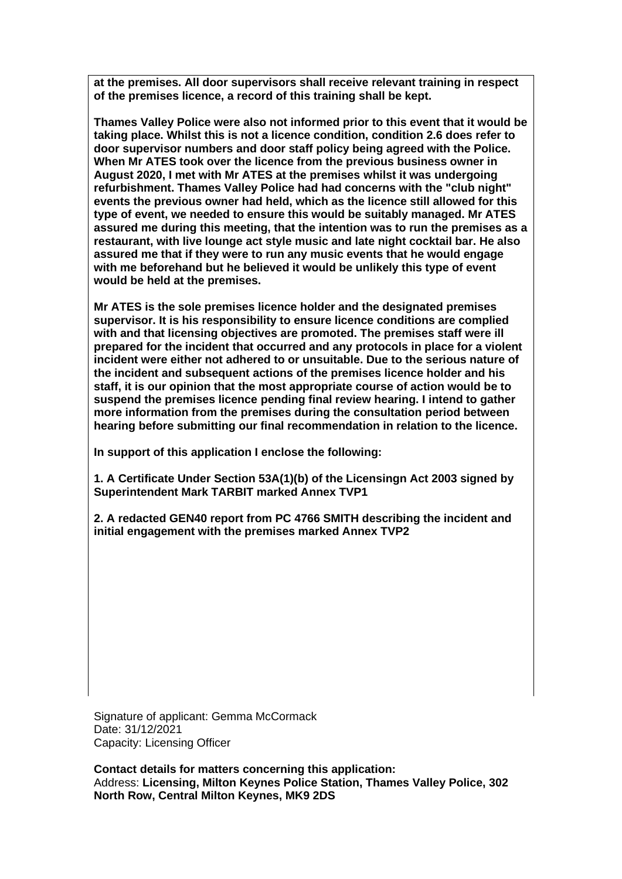**at the premises. All door supervisors shall receive relevant training in respect of the premises licence, a record of this training shall be kept.**

**Thames Valley Police were also not informed prior to this event that it would be taking place. Whilst this is not a licence condition, condition 2.6 does refer to door supervisor numbers and door staff policy being agreed with the Police. When Mr ATES took over the licence from the previous business owner in August 2020, I met with Mr ATES at the premises whilst it was undergoing refurbishment. Thames Valley Police had had concerns with the "club night" events the previous owner had held, which as the licence still allowed for this type of event, we needed to ensure this would be suitably managed. Mr ATES assured me during this meeting, that the intention was to run the premises as a restaurant, with live lounge act style music and late night cocktail bar. He also assured me that if they were to run any music events that he would engage with me beforehand but he believed it would be unlikely this type of event would be held at the premises.**

**Mr ATES is the sole premises licence holder and the designated premises supervisor. It is his responsibility to ensure licence conditions are complied with and that licensing objectives are promoted. The premises staff were ill prepared for the incident that occurred and any protocols in place for a violent incident were either not adhered to or unsuitable. Due to the serious nature of the incident and subsequent actions of the premises licence holder and his staff, it is our opinion that the most appropriate course of action would be to suspend the premises licence pending final review hearing. I intend to gather more information from the premises during the consultation period between hearing before submitting our final recommendation in relation to the licence.**

**In support of this application I enclose the following:**

**1. A Certificate Under Section 53A(1)(b) of the Licensingn Act 2003 signed by Superintendent Mark TARBIT marked Annex TVP1**

**2. A redacted GEN40 report from PC 4766 SMITH describing the incident and initial engagement with the premises marked Annex TVP2**

Signature of applicant: Gemma McCormack
Date: 31/12/2021
Capacity: Licensing Officer

**Contact details for matters concerning this application:**
Address: **Licensing, Milton Keynes Police Station, Thames Valley Police, 302 North Row, Central Milton Keynes, MK9 2DS**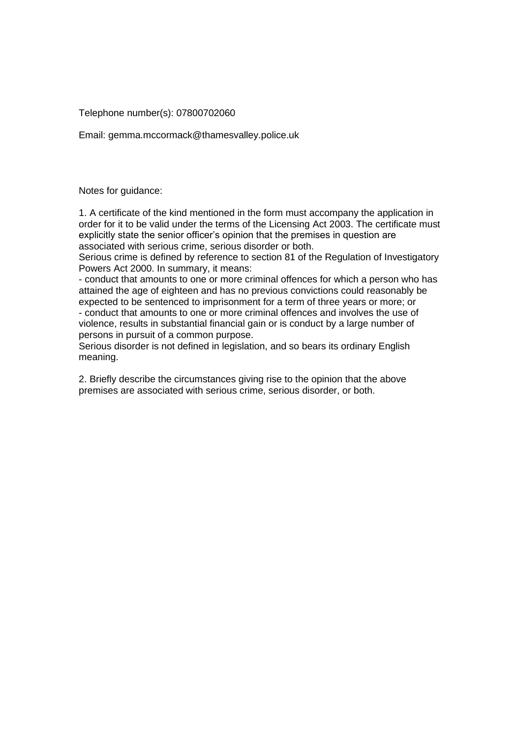Telephone number(s): 07800702060

Email: gemma.mccormack@thamesvalley.police.uk

Notes for guidance:

1. A certificate of the kind mentioned in the form must accompany the application in order for it to be valid under the terms of the Licensing Act 2003. The certificate must explicitly state the senior officer's opinion that the premises in question are associated with serious crime, serious disorder or both.
Serious crime is defined by reference to section 81 of the Regulation of Investigatory Powers Act 2000. In summary, it means:
- conduct that amounts to one or more criminal offences for which a person who has attained the age of eighteen and has no previous convictions could reasonably be expected to be sentenced to imprisonment for a term of three years or more; or
- conduct that amounts to one or more criminal offences and involves the use of violence, results in substantial financial gain or is conduct by a large number of persons in pursuit of a common purpose.
Serious disorder is not defined in legislation, and so bears its ordinary English meaning.

2. Briefly describe the circumstances giving rise to the opinion that the above premises are associated with serious crime, serious disorder, or both.